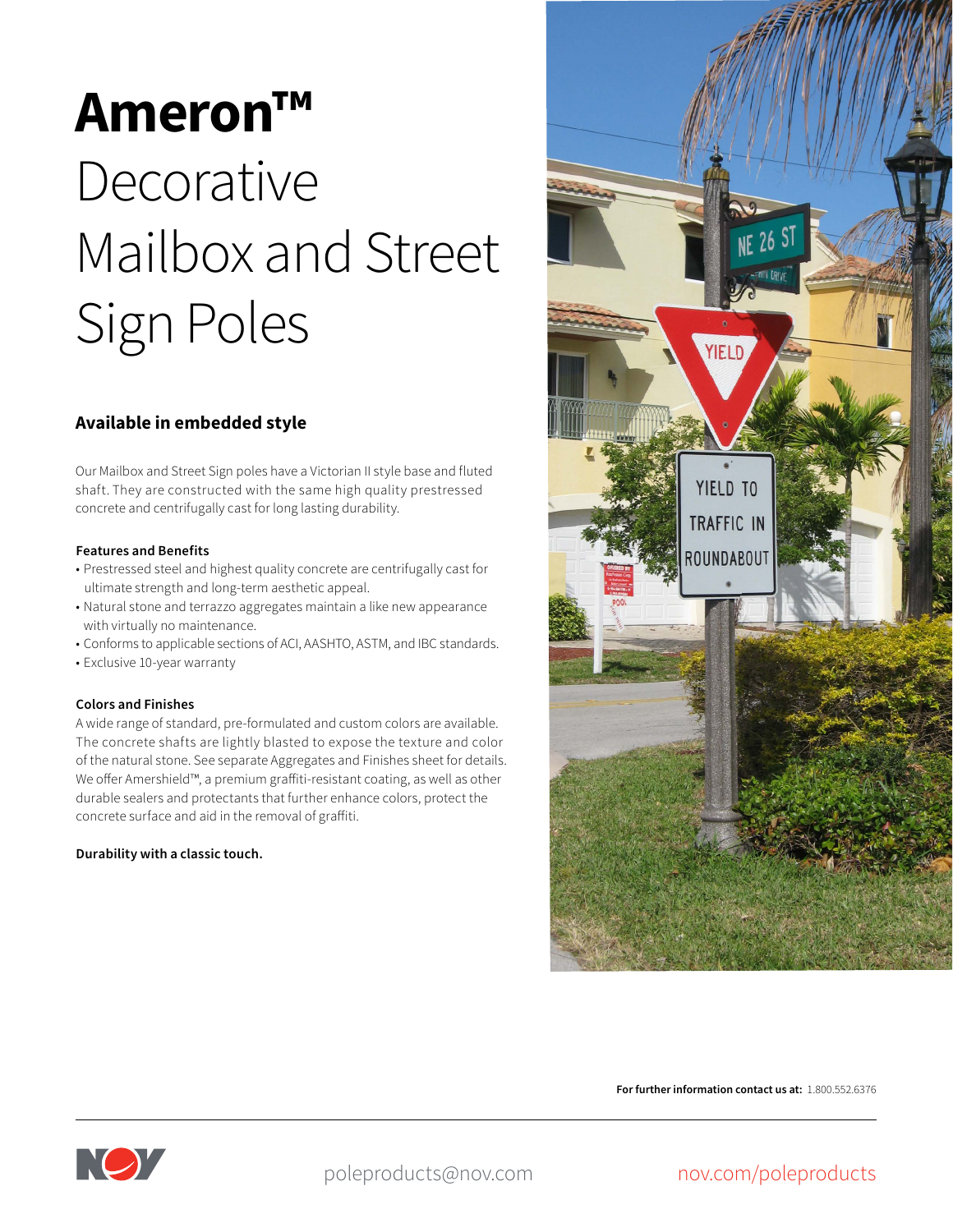# Ameron™ Decorative Mailbox and Street Sign Poles

## Available in embedded style

Our Mailbox and Street Sign poles have a Victorian II style base and fluted shaft. They are constructed with the same high quality prestressed concrete and centrifugally cast for long lasting durability.

**Features and Benefits**

- Prestressed steel and highest quality concrete are centrifugally cast for ultimate strength and long-term aesthetic appeal.
- Natural stone and terrazzo aggregates maintain a like new appearance with virtually no maintenance.
- Conforms to applicable sections of ACI, AASHTO, ASTM, and IBC standards.
- Exclusive 10-year warranty

**Colors and Finishes**

A wide range of standard, pre-formulated and custom colors are available. The concrete shafts are lightly blasted to expose the texture and color of the natural stone. See separate Aggregates and Finishes sheet for details. We offer Amershield™, a premium graffiti-resistant coating, as well as other durable sealers and protectants that further enhance colors, protect the concrete surface and aid in the removal of graffiti.

**Durability with a classic touch.**

**For further information contact us at:** 1.800.552.6376

poleproducts@nov.com

nov.com/poleproducts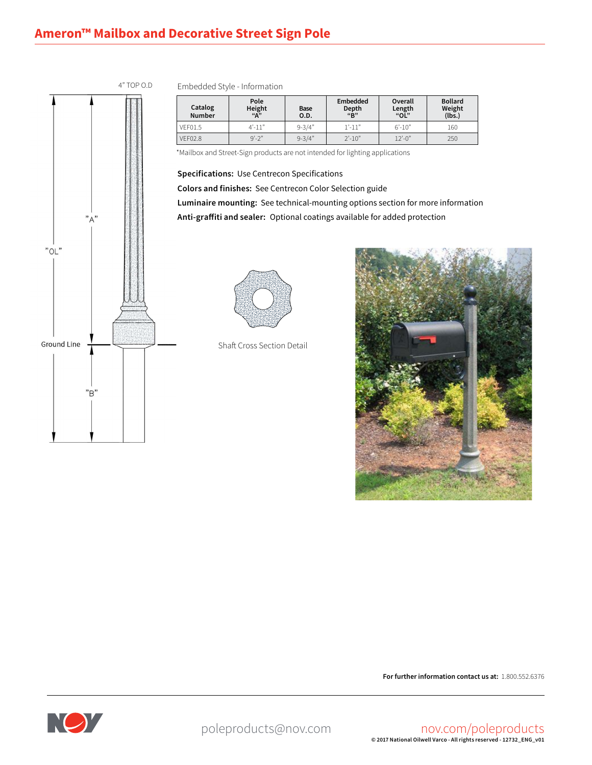# Ameron™ Mailbox and Decorative Street Sign Pole

4" TOP O.D

"A"

"OL"

Ground Line

"B"

Embedded Style - Information

| Catalog Number | Pole Height "A" | Base O.D. | Embedded Depth "B" | Overall Length "OL" | Bollard Weight (lbs.) |
|---|---|---|---|---|---|
| VEF01.5 | 4'-11" | 9-3/4" | 1'-11" | 6'-10" | 160 |
| VEF02.8 | 9'-2" | 9-3/4" | 2'-10" | 12'-0" | 250 |

*Mailbox and Street-Sign products are not intended for lighting applications

**Specifications:** Use Centrecon Specifications

**Colors and finishes:** See Centrecon Color Selection guide

**Luminaire mounting:** See technical-mounting options section for more information

**Anti-graffiti and sealer:** Optional coatings available for added protection

Shaft Cross Section Detail

**For further information contact us at:** 1.800.552.6376

poleproducts@nov.com

nov.com/poleproducts

© 2017 National Oilwell Varco - All rights reserved - 12732_ENG_v01